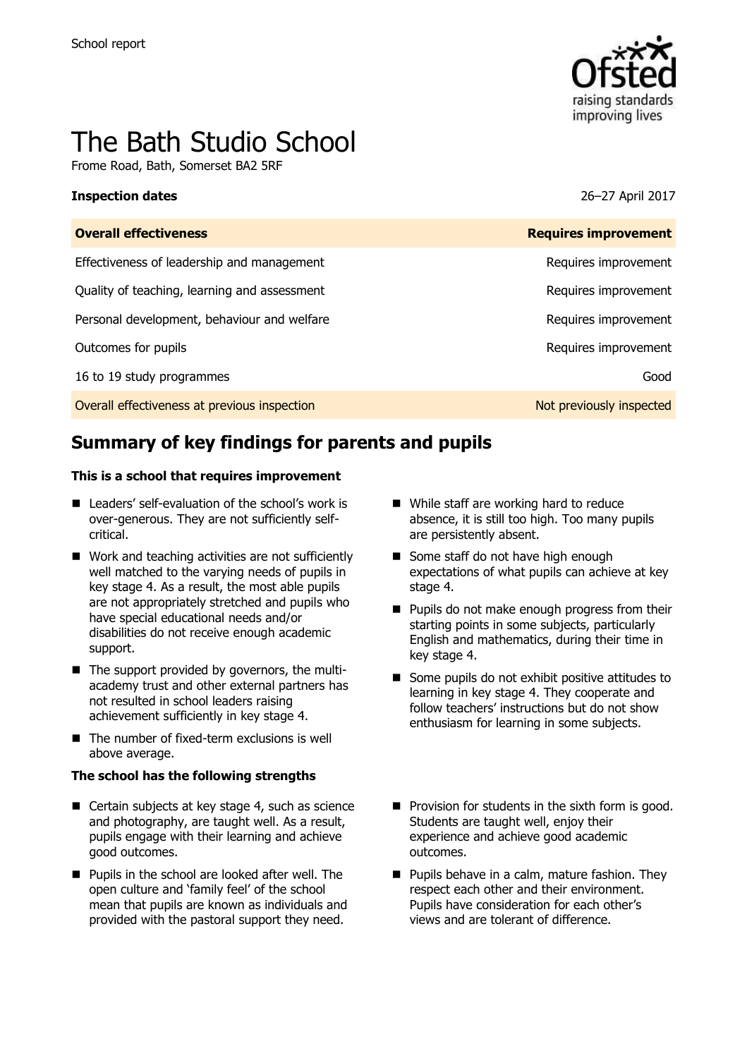School report

# The Bath Studio School

Frome Road, Bath, Somerset BA2 5RF

**Inspection dates** 26–27 April 2017

| **Overall effectiveness** | **Requires improvement** |
| --- | --- |
| Effectiveness of leadership and management | Requires improvement |
| Quality of teaching, learning and assessment | Requires improvement |
| Personal development, behaviour and welfare | Requires improvement |
| Outcomes for pupils | Requires improvement |
| 16 to 19 study programmes | Good |
| Overall effectiveness at previous inspection | Not previously inspected |

## Summary of key findings for parents and pupils

**This is a school that requires improvement**

- Leaders' self-evaluation of the school's work is over-generous. They are not sufficiently self-critical.
- Work and teaching activities are not sufficiently well matched to the varying needs of pupils in key stage 4. As a result, the most able pupils are not appropriately stretched and pupils who have special educational needs and/or disabilities do not receive enough academic support.
- The support provided by governors, the multi-academy trust and other external partners has not resulted in school leaders raising achievement sufficiently in key stage 4.
- The number of fixed-term exclusions is well above average.
- While staff are working hard to reduce absence, it is still too high. Too many pupils are persistently absent.
- Some staff do not have high enough expectations of what pupils can achieve at key stage 4.
- Pupils do not make enough progress from their starting points in some subjects, particularly English and mathematics, during their time in key stage 4.
- Some pupils do not exhibit positive attitudes to learning in key stage 4. They cooperate and follow teachers' instructions but do not show enthusiasm for learning in some subjects.

**The school has the following strengths**

- Certain subjects at key stage 4, such as science and photography, are taught well. As a result, pupils engage with their learning and achieve good outcomes.
- Pupils in the school are looked after well. The open culture and 'family feel' of the school mean that pupils are known as individuals and provided with the pastoral support they need.
- Provision for students in the sixth form is good. Students are taught well, enjoy their experience and achieve good academic outcomes.
- Pupils behave in a calm, mature fashion. They respect each other and their environment. Pupils have consideration for each other's views and are tolerant of difference.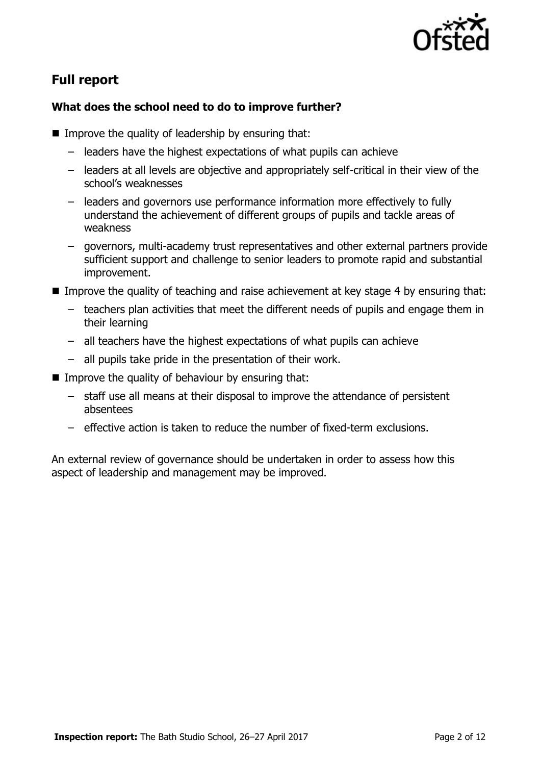## Full report

### What does the school need to do to improve further?

- Improve the quality of leadership by ensuring that:
  - leaders have the highest expectations of what pupils can achieve
  - leaders at all levels are objective and appropriately self-critical in their view of the school's weaknesses
  - leaders and governors use performance information more effectively to fully understand the achievement of different groups of pupils and tackle areas of weakness
  - governors, multi-academy trust representatives and other external partners provide sufficient support and challenge to senior leaders to promote rapid and substantial improvement.
- Improve the quality of teaching and raise achievement at key stage 4 by ensuring that:
  - teachers plan activities that meet the different needs of pupils and engage them in their learning
  - all teachers have the highest expectations of what pupils can achieve
  - all pupils take pride in the presentation of their work.
- Improve the quality of behaviour by ensuring that:
  - staff use all means at their disposal to improve the attendance of persistent absentees
  - effective action is taken to reduce the number of fixed-term exclusions.

An external review of governance should be undertaken in order to assess how this aspect of leadership and management may be improved.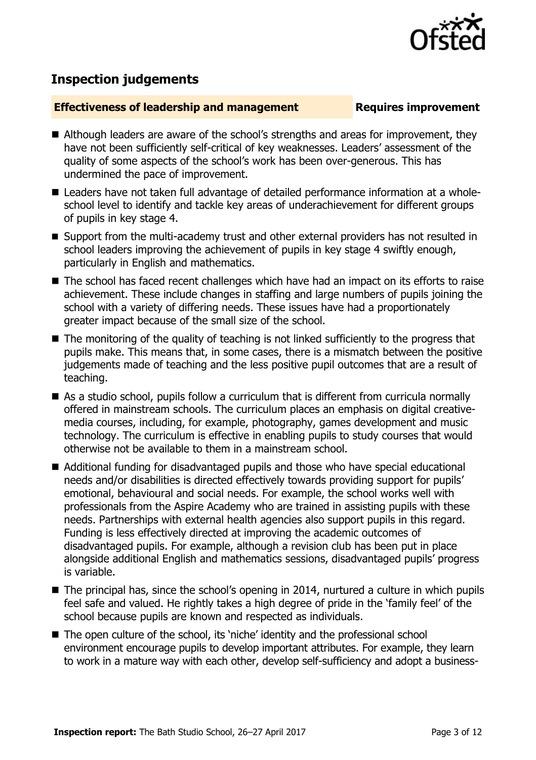## Inspection judgements

**Effectiveness of leadership and management** **Requires improvement**

- Although leaders are aware of the school's strengths and areas for improvement, they have not been sufficiently self-critical of key weaknesses. Leaders' assessment of the quality of some aspects of the school's work has been over-generous. This has undermined the pace of improvement.
- Leaders have not taken full advantage of detailed performance information at a whole-school level to identify and tackle key areas of underachievement for different groups of pupils in key stage 4.
- Support from the multi-academy trust and other external providers has not resulted in school leaders improving the achievement of pupils in key stage 4 swiftly enough, particularly in English and mathematics.
- The school has faced recent challenges which have had an impact on its efforts to raise achievement. These include changes in staffing and large numbers of pupils joining the school with a variety of differing needs. These issues have had a proportionately greater impact because of the small size of the school.
- The monitoring of the quality of teaching is not linked sufficiently to the progress that pupils make. This means that, in some cases, there is a mismatch between the positive judgements made of teaching and the less positive pupil outcomes that are a result of teaching.
- As a studio school, pupils follow a curriculum that is different from curricula normally offered in mainstream schools. The curriculum places an emphasis on digital creative-media courses, including, for example, photography, games development and music technology. The curriculum is effective in enabling pupils to study courses that would otherwise not be available to them in a mainstream school.
- Additional funding for disadvantaged pupils and those who have special educational needs and/or disabilities is directed effectively towards providing support for pupils' emotional, behavioural and social needs. For example, the school works well with professionals from the Aspire Academy who are trained in assisting pupils with these needs. Partnerships with external health agencies also support pupils in this regard. Funding is less effectively directed at improving the academic outcomes of disadvantaged pupils. For example, although a revision club has been put in place alongside additional English and mathematics sessions, disadvantaged pupils' progress is variable.
- The principal has, since the school's opening in 2014, nurtured a culture in which pupils feel safe and valued. He rightly takes a high degree of pride in the 'family feel' of the school because pupils are known and respected as individuals.
- The open culture of the school, its 'niche' identity and the professional school environment encourage pupils to develop important attributes. For example, they learn to work in a mature way with each other, develop self-sufficiency and adopt a business-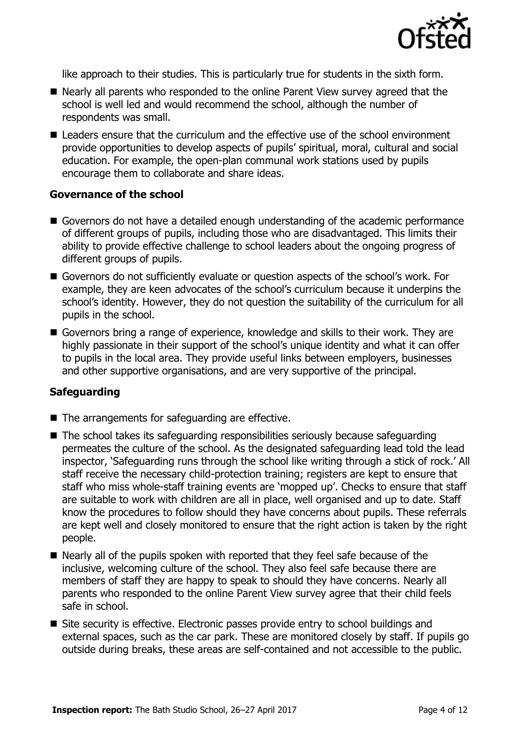like approach to their studies. This is particularly true for students in the sixth form.

- Nearly all parents who responded to the online Parent View survey agreed that the school is well led and would recommend the school, although the number of respondents was small.
- Leaders ensure that the curriculum and the effective use of the school environment provide opportunities to develop aspects of pupils' spiritual, moral, cultural and social education. For example, the open-plan communal work stations used by pupils encourage them to collaborate and share ideas.

### Governance of the school

- Governors do not have a detailed enough understanding of the academic performance of different groups of pupils, including those who are disadvantaged. This limits their ability to provide effective challenge to school leaders about the ongoing progress of different groups of pupils.
- Governors do not sufficiently evaluate or question aspects of the school's work. For example, they are keen advocates of the school's curriculum because it underpins the school's identity. However, they do not question the suitability of the curriculum for all pupils in the school.
- Governors bring a range of experience, knowledge and skills to their work. They are highly passionate in their support of the school's unique identity and what it can offer to pupils in the local area. They provide useful links between employers, businesses and other supportive organisations, and are very supportive of the principal.

### Safeguarding

- The arrangements for safeguarding are effective.
- The school takes its safeguarding responsibilities seriously because safeguarding permeates the culture of the school. As the designated safeguarding lead told the lead inspector, 'Safeguarding runs through the school like writing through a stick of rock.' All staff receive the necessary child-protection training; registers are kept to ensure that staff who miss whole-staff training events are 'mopped up'. Checks to ensure that staff are suitable to work with children are all in place, well organised and up to date. Staff know the procedures to follow should they have concerns about pupils. These referrals are kept well and closely monitored to ensure that the right action is taken by the right people.
- Nearly all of the pupils spoken with reported that they feel safe because of the inclusive, welcoming culture of the school. They also feel safe because there are members of staff they are happy to speak to should they have concerns. Nearly all parents who responded to the online Parent View survey agree that their child feels safe in school.
- Site security is effective. Electronic passes provide entry to school buildings and external spaces, such as the car park. These are monitored closely by staff. If pupils go outside during breaks, these areas are self-contained and not accessible to the public.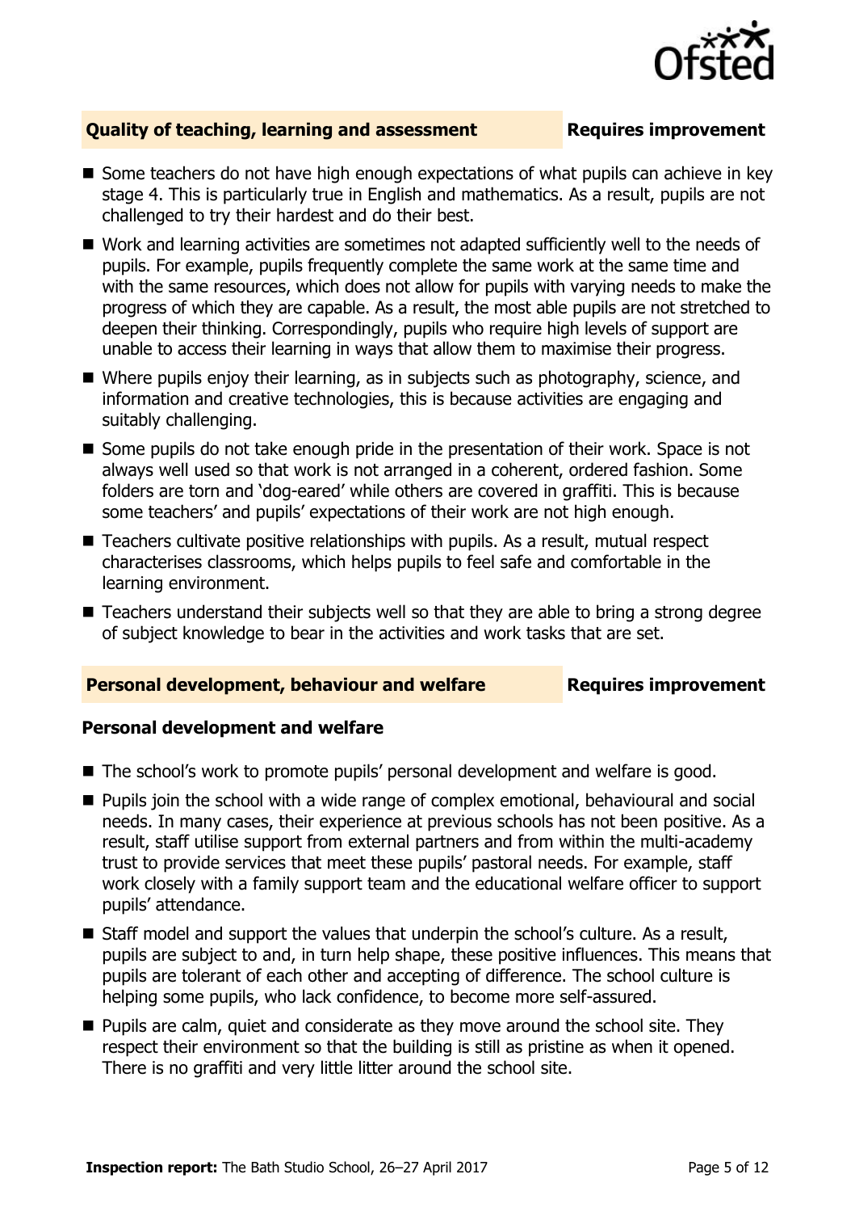## Quality of teaching, learning and assessment — Requires improvement

- Some teachers do not have high enough expectations of what pupils can achieve in key stage 4. This is particularly true in English and mathematics. As a result, pupils are not challenged to try their hardest and do their best.
- Work and learning activities are sometimes not adapted sufficiently well to the needs of pupils. For example, pupils frequently complete the same work at the same time and with the same resources, which does not allow for pupils with varying needs to make the progress of which they are capable. As a result, the most able pupils are not stretched to deepen their thinking. Correspondingly, pupils who require high levels of support are unable to access their learning in ways that allow them to maximise their progress.
- Where pupils enjoy their learning, as in subjects such as photography, science, and information and creative technologies, this is because activities are engaging and suitably challenging.
- Some pupils do not take enough pride in the presentation of their work. Space is not always well used so that work is not arranged in a coherent, ordered fashion. Some folders are torn and 'dog-eared' while others are covered in graffiti. This is because some teachers' and pupils' expectations of their work are not high enough.
- Teachers cultivate positive relationships with pupils. As a result, mutual respect characterises classrooms, which helps pupils to feel safe and comfortable in the learning environment.
- Teachers understand their subjects well so that they are able to bring a strong degree of subject knowledge to bear in the activities and work tasks that are set.

## Personal development, behaviour and welfare — Requires improvement

### Personal development and welfare

- The school's work to promote pupils' personal development and welfare is good.
- Pupils join the school with a wide range of complex emotional, behavioural and social needs. In many cases, their experience at previous schools has not been positive. As a result, staff utilise support from external partners and from within the multi-academy trust to provide services that meet these pupils' pastoral needs. For example, staff work closely with a family support team and the educational welfare officer to support pupils' attendance.
- Staff model and support the values that underpin the school's culture. As a result, pupils are subject to and, in turn help shape, these positive influences. This means that pupils are tolerant of each other and accepting of difference. The school culture is helping some pupils, who lack confidence, to become more self-assured.
- Pupils are calm, quiet and considerate as they move around the school site. They respect their environment so that the building is still as pristine as when it opened. There is no graffiti and very little litter around the school site.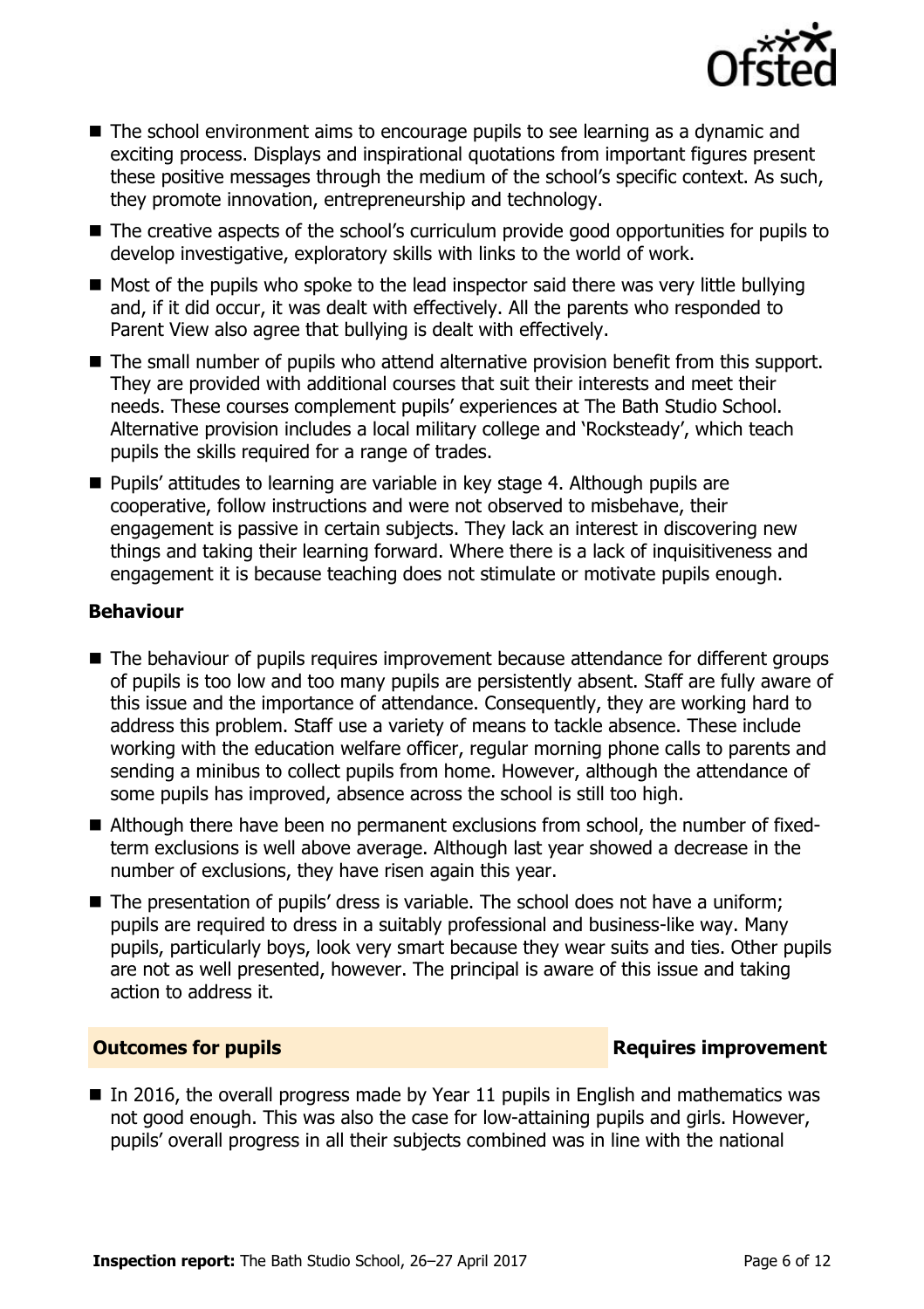- The school environment aims to encourage pupils to see learning as a dynamic and exciting process. Displays and inspirational quotations from important figures present these positive messages through the medium of the school's specific context. As such, they promote innovation, entrepreneurship and technology.
- The creative aspects of the school's curriculum provide good opportunities for pupils to develop investigative, exploratory skills with links to the world of work.
- Most of the pupils who spoke to the lead inspector said there was very little bullying and, if it did occur, it was dealt with effectively. All the parents who responded to Parent View also agree that bullying is dealt with effectively.
- The small number of pupils who attend alternative provision benefit from this support. They are provided with additional courses that suit their interests and meet their needs. These courses complement pupils' experiences at The Bath Studio School. Alternative provision includes a local military college and 'Rocksteady', which teach pupils the skills required for a range of trades.
- Pupils' attitudes to learning are variable in key stage 4. Although pupils are cooperative, follow instructions and were not observed to misbehave, their engagement is passive in certain subjects. They lack an interest in discovering new things and taking their learning forward. Where there is a lack of inquisitiveness and engagement it is because teaching does not stimulate or motivate pupils enough.

**Behaviour**

- The behaviour of pupils requires improvement because attendance for different groups of pupils is too low and too many pupils are persistently absent. Staff are fully aware of this issue and the importance of attendance. Consequently, they are working hard to address this problem. Staff use a variety of means to tackle absence. These include working with the education welfare officer, regular morning phone calls to parents and sending a minibus to collect pupils from home. However, although the attendance of some pupils has improved, absence across the school is still too high.
- Although there have been no permanent exclusions from school, the number of fixed-term exclusions is well above average. Although last year showed a decrease in the number of exclusions, they have risen again this year.
- The presentation of pupils' dress is variable. The school does not have a uniform; pupils are required to dress in a suitably professional and business-like way. Many pupils, particularly boys, look very smart because they wear suits and ties. Other pupils are not as well presented, however. The principal is aware of this issue and taking action to address it.

## Outcomes for pupils — Requires improvement

- In 2016, the overall progress made by Year 11 pupils in English and mathematics was not good enough. This was also the case for low-attaining pupils and girls. However, pupils' overall progress in all their subjects combined was in line with the national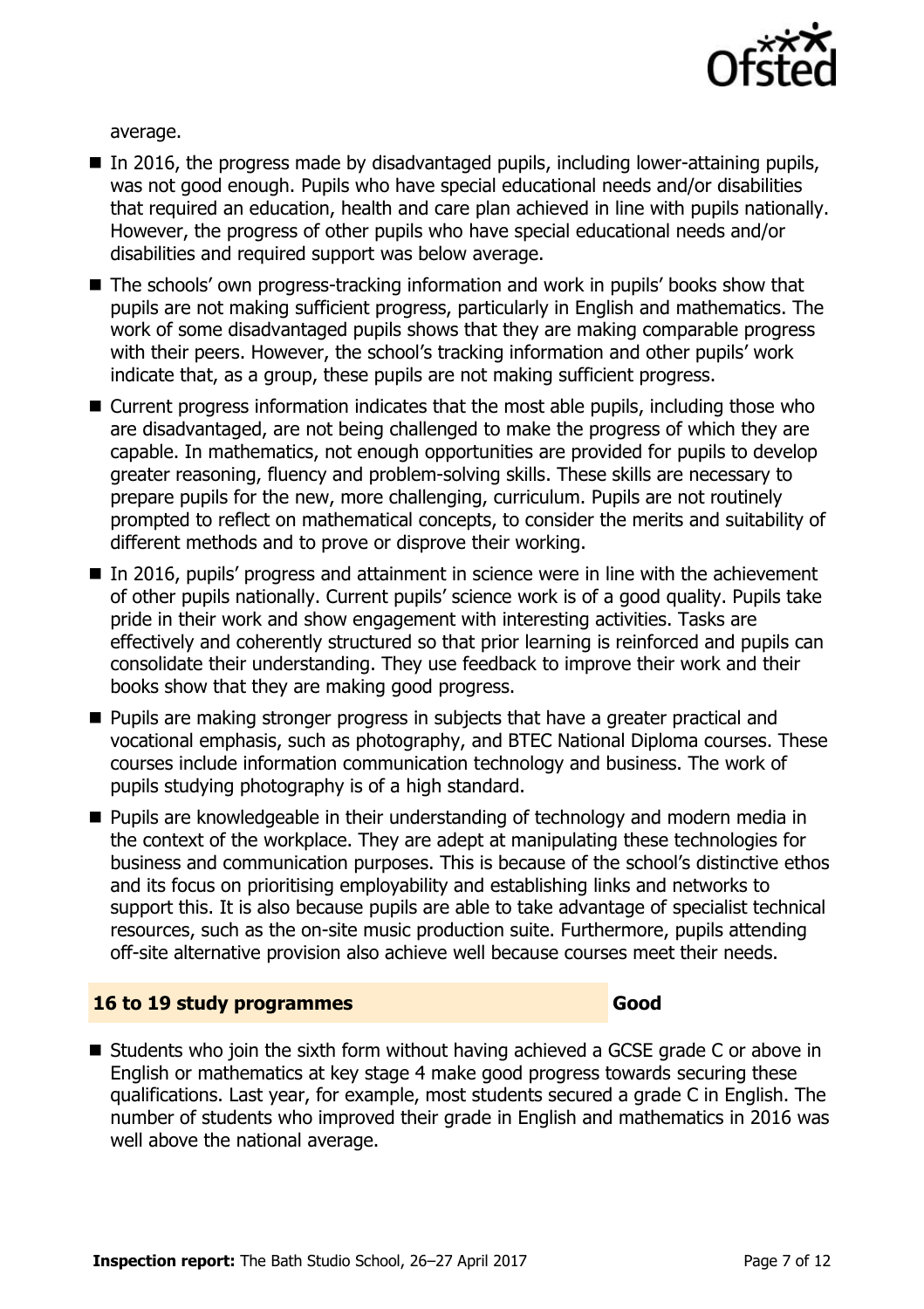average.

- In 2016, the progress made by disadvantaged pupils, including lower-attaining pupils, was not good enough. Pupils who have special educational needs and/or disabilities that required an education, health and care plan achieved in line with pupils nationally. However, the progress of other pupils who have special educational needs and/or disabilities and required support was below average.
- The schools' own progress-tracking information and work in pupils' books show that pupils are not making sufficient progress, particularly in English and mathematics. The work of some disadvantaged pupils shows that they are making comparable progress with their peers. However, the school's tracking information and other pupils' work indicate that, as a group, these pupils are not making sufficient progress.
- Current progress information indicates that the most able pupils, including those who are disadvantaged, are not being challenged to make the progress of which they are capable. In mathematics, not enough opportunities are provided for pupils to develop greater reasoning, fluency and problem-solving skills. These skills are necessary to prepare pupils for the new, more challenging, curriculum. Pupils are not routinely prompted to reflect on mathematical concepts, to consider the merits and suitability of different methods and to prove or disprove their working.
- In 2016, pupils' progress and attainment in science were in line with the achievement of other pupils nationally. Current pupils' science work is of a good quality. Pupils take pride in their work and show engagement with interesting activities. Tasks are effectively and coherently structured so that prior learning is reinforced and pupils can consolidate their understanding. They use feedback to improve their work and their books show that they are making good progress.
- Pupils are making stronger progress in subjects that have a greater practical and vocational emphasis, such as photography, and BTEC National Diploma courses. These courses include information communication technology and business. The work of pupils studying photography is of a high standard.
- Pupils are knowledgeable in their understanding of technology and modern media in the context of the workplace. They are adept at manipulating these technologies for business and communication purposes. This is because of the school's distinctive ethos and its focus on prioritising employability and establishing links and networks to support this. It is also because pupils are able to take advantage of specialist technical resources, such as the on-site music production suite. Furthermore, pupils attending off-site alternative provision also achieve well because courses meet their needs.

## 16 to 19 study programmes — Good

- Students who join the sixth form without having achieved a GCSE grade C or above in English or mathematics at key stage 4 make good progress towards securing these qualifications. Last year, for example, most students secured a grade C in English. The number of students who improved their grade in English and mathematics in 2016 was well above the national average.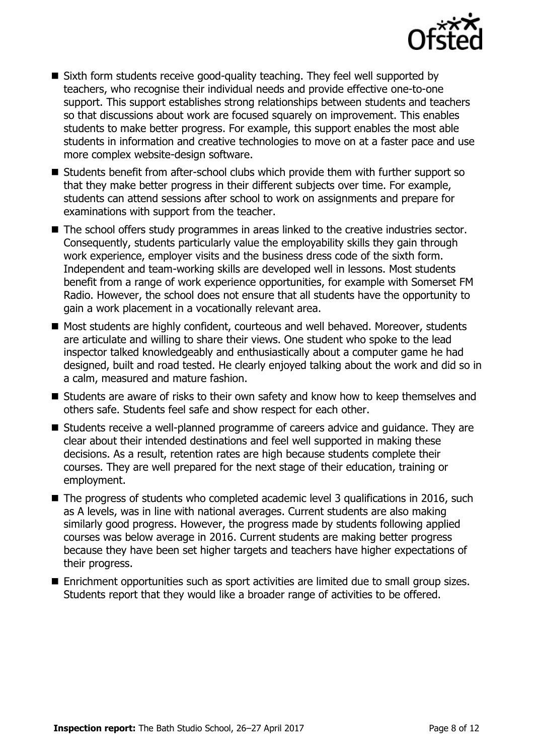- Sixth form students receive good-quality teaching. They feel well supported by teachers, who recognise their individual needs and provide effective one-to-one support. This support establishes strong relationships between students and teachers so that discussions about work are focused squarely on improvement. This enables students to make better progress. For example, this support enables the most able students in information and creative technologies to move on at a faster pace and use more complex website-design software.
- Students benefit from after-school clubs which provide them with further support so that they make better progress in their different subjects over time. For example, students can attend sessions after school to work on assignments and prepare for examinations with support from the teacher.
- The school offers study programmes in areas linked to the creative industries sector. Consequently, students particularly value the employability skills they gain through work experience, employer visits and the business dress code of the sixth form. Independent and team-working skills are developed well in lessons. Most students benefit from a range of work experience opportunities, for example with Somerset FM Radio. However, the school does not ensure that all students have the opportunity to gain a work placement in a vocationally relevant area.
- Most students are highly confident, courteous and well behaved. Moreover, students are articulate and willing to share their views. One student who spoke to the lead inspector talked knowledgeably and enthusiastically about a computer game he had designed, built and road tested. He clearly enjoyed talking about the work and did so in a calm, measured and mature fashion.
- Students are aware of risks to their own safety and know how to keep themselves and others safe. Students feel safe and show respect for each other.
- Students receive a well-planned programme of careers advice and guidance. They are clear about their intended destinations and feel well supported in making these decisions. As a result, retention rates are high because students complete their courses. They are well prepared for the next stage of their education, training or employment.
- The progress of students who completed academic level 3 qualifications in 2016, such as A levels, was in line with national averages. Current students are also making similarly good progress. However, the progress made by students following applied courses was below average in 2016. Current students are making better progress because they have been set higher targets and teachers have higher expectations of their progress.
- Enrichment opportunities such as sport activities are limited due to small group sizes. Students report that they would like a broader range of activities to be offered.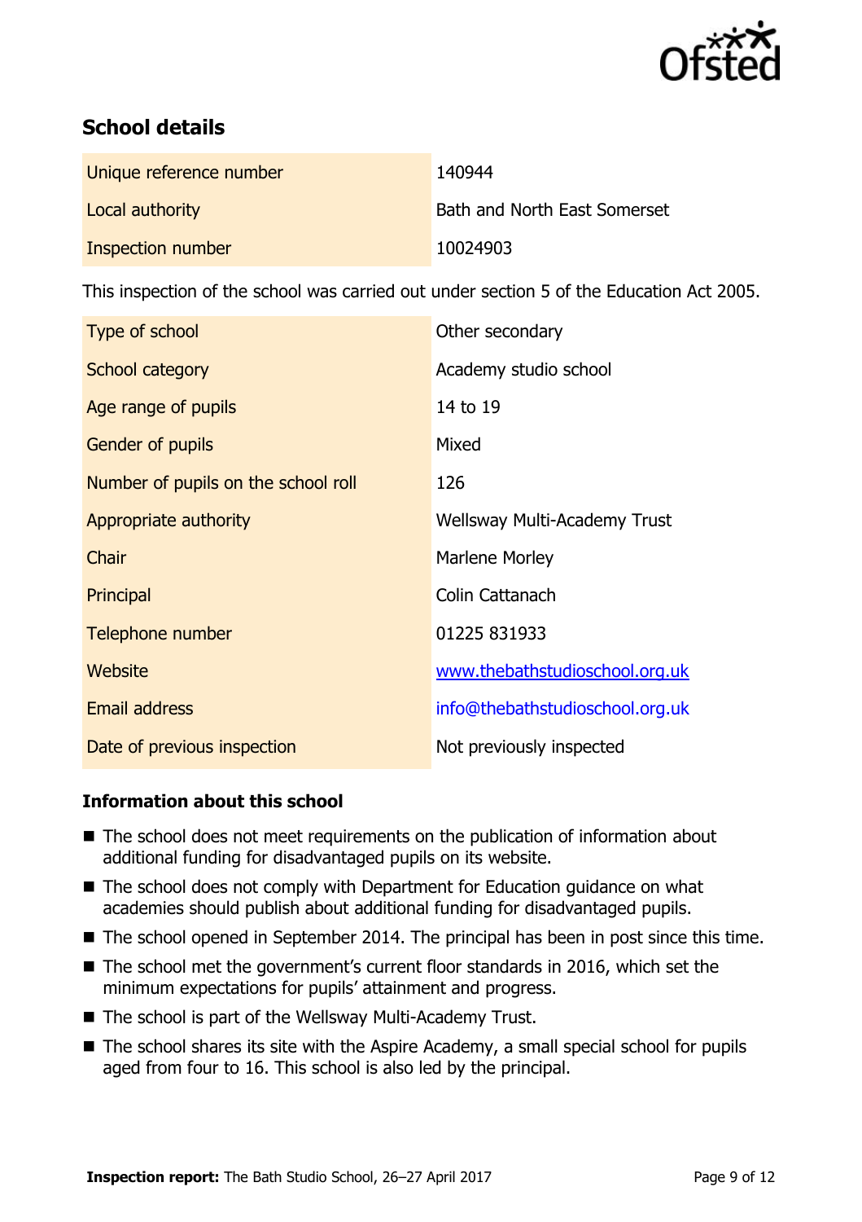## School details

| | |
|---|---|
| Unique reference number | 140944 |
| Local authority | Bath and North East Somerset |
| Inspection number | 10024903 |

This inspection of the school was carried out under section 5 of the Education Act 2005.

| | |
|---|---|
| Type of school | Other secondary |
| School category | Academy studio school |
| Age range of pupils | 14 to 19 |
| Gender of pupils | Mixed |
| Number of pupils on the school roll | 126 |
| Appropriate authority | Wellsway Multi-Academy Trust |
| Chair | Marlene Morley |
| Principal | Colin Cattanach |
| Telephone number | 01225 831933 |
| Website | www.thebathstudioschool.org.uk |
| Email address | info@thebathstudioschool.org.uk |
| Date of previous inspection | Not previously inspected |

### Information about this school

- The school does not meet requirements on the publication of information about additional funding for disadvantaged pupils on its website.
- The school does not comply with Department for Education guidance on what academies should publish about additional funding for disadvantaged pupils.
- The school opened in September 2014. The principal has been in post since this time.
- The school met the government's current floor standards in 2016, which set the minimum expectations for pupils' attainment and progress.
- The school is part of the Wellsway Multi-Academy Trust.
- The school shares its site with the Aspire Academy, a small special school for pupils aged from four to 16. This school is also led by the principal.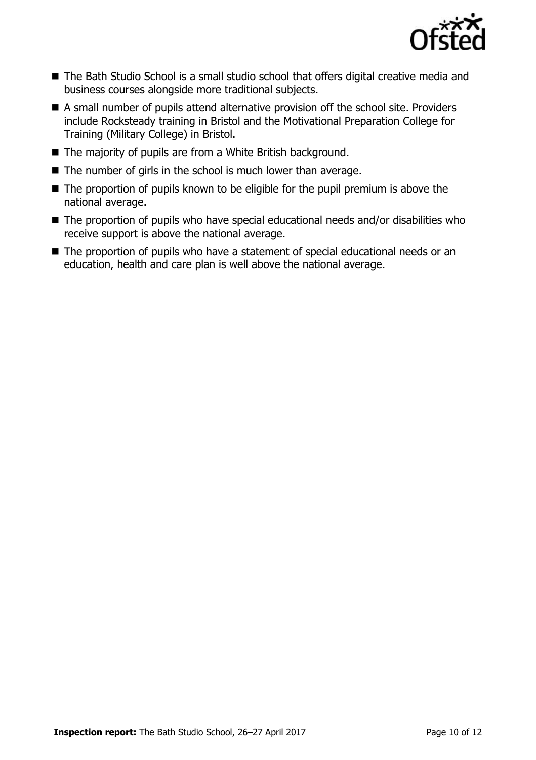- The Bath Studio School is a small studio school that offers digital creative media and business courses alongside more traditional subjects.
- A small number of pupils attend alternative provision off the school site. Providers include Rocksteady training in Bristol and the Motivational Preparation College for Training (Military College) in Bristol.
- The majority of pupils are from a White British background.
- The number of girls in the school is much lower than average.
- The proportion of pupils known to be eligible for the pupil premium is above the national average.
- The proportion of pupils who have special educational needs and/or disabilities who receive support is above the national average.
- The proportion of pupils who have a statement of special educational needs or an education, health and care plan is well above the national average.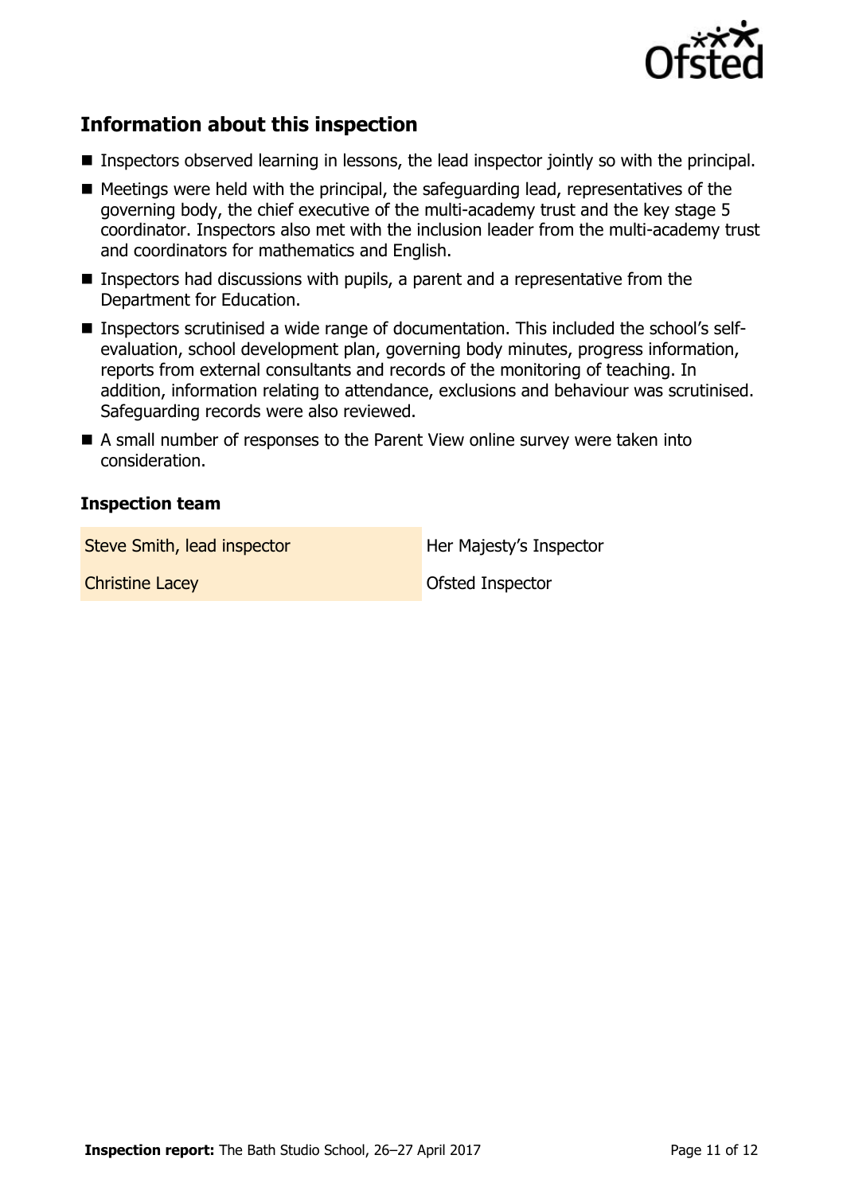## Information about this inspection

- Inspectors observed learning in lessons, the lead inspector jointly so with the principal.
- Meetings were held with the principal, the safeguarding lead, representatives of the governing body, the chief executive of the multi-academy trust and the key stage 5 coordinator. Inspectors also met with the inclusion leader from the multi-academy trust and coordinators for mathematics and English.
- Inspectors had discussions with pupils, a parent and a representative from the Department for Education.
- Inspectors scrutinised a wide range of documentation. This included the school's self-evaluation, school development plan, governing body minutes, progress information, reports from external consultants and records of the monitoring of teaching. In addition, information relating to attendance, exclusions and behaviour was scrutinised. Safeguarding records were also reviewed.
- A small number of responses to the Parent View online survey were taken into consideration.

### Inspection team

| | |
|---|---|
| Steve Smith, lead inspector | Her Majesty's Inspector |
| Christine Lacey | Ofsted Inspector |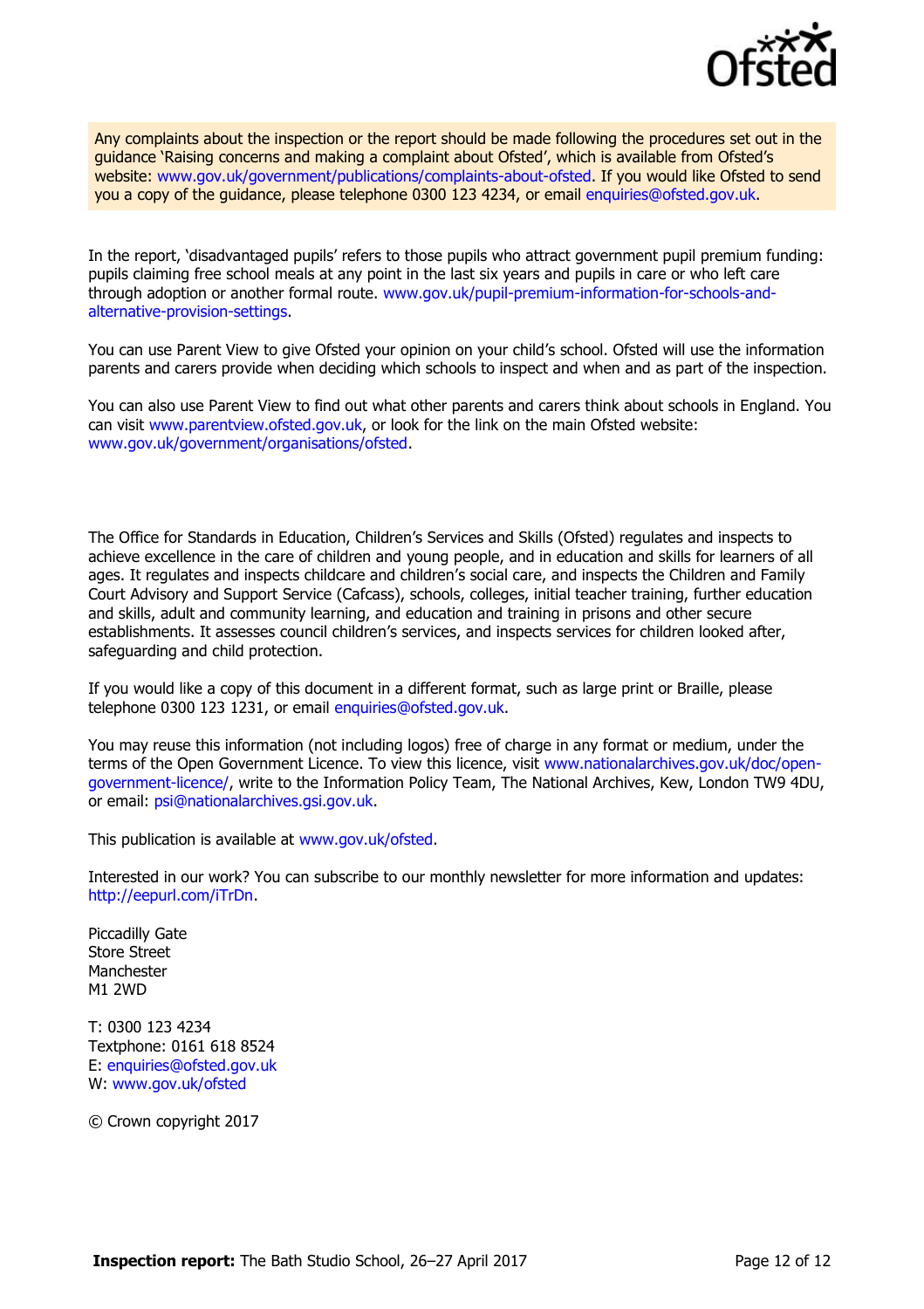Any complaints about the inspection or the report should be made following the procedures set out in the guidance 'Raising concerns and making a complaint about Ofsted', which is available from Ofsted's website: www.gov.uk/government/publications/complaints-about-ofsted. If you would like Ofsted to send you a copy of the guidance, please telephone 0300 123 4234, or email enquiries@ofsted.gov.uk.

In the report, 'disadvantaged pupils' refers to those pupils who attract government pupil premium funding: pupils claiming free school meals at any point in the last six years and pupils in care or who left care through adoption or another formal route. www.gov.uk/pupil-premium-information-for-schools-and-alternative-provision-settings.

You can use Parent View to give Ofsted your opinion on your child's school. Ofsted will use the information parents and carers provide when deciding which schools to inspect and when and as part of the inspection.

You can also use Parent View to find out what other parents and carers think about schools in England. You can visit www.parentview.ofsted.gov.uk, or look for the link on the main Ofsted website: www.gov.uk/government/organisations/ofsted.

The Office for Standards in Education, Children's Services and Skills (Ofsted) regulates and inspects to achieve excellence in the care of children and young people, and in education and skills for learners of all ages. It regulates and inspects childcare and children's social care, and inspects the Children and Family Court Advisory and Support Service (Cafcass), schools, colleges, initial teacher training, further education and skills, adult and community learning, and education and training in prisons and other secure establishments. It assesses council children's services, and inspects services for children looked after, safeguarding and child protection.

If you would like a copy of this document in a different format, such as large print or Braille, please telephone 0300 123 1231, or email enquiries@ofsted.gov.uk.

You may reuse this information (not including logos) free of charge in any format or medium, under the terms of the Open Government Licence. To view this licence, visit www.nationalarchives.gov.uk/doc/open-government-licence/, write to the Information Policy Team, The National Archives, Kew, London TW9 4DU, or email: psi@nationalarchives.gsi.gov.uk.

This publication is available at www.gov.uk/ofsted.

Interested in our work? You can subscribe to our monthly newsletter for more information and updates: http://eepurl.com/iTrDn.

Piccadilly Gate
Store Street
Manchester
M1 2WD

T: 0300 123 4234
Textphone: 0161 618 8524
E: enquiries@ofsted.gov.uk
W: www.gov.uk/ofsted

© Crown copyright 2017